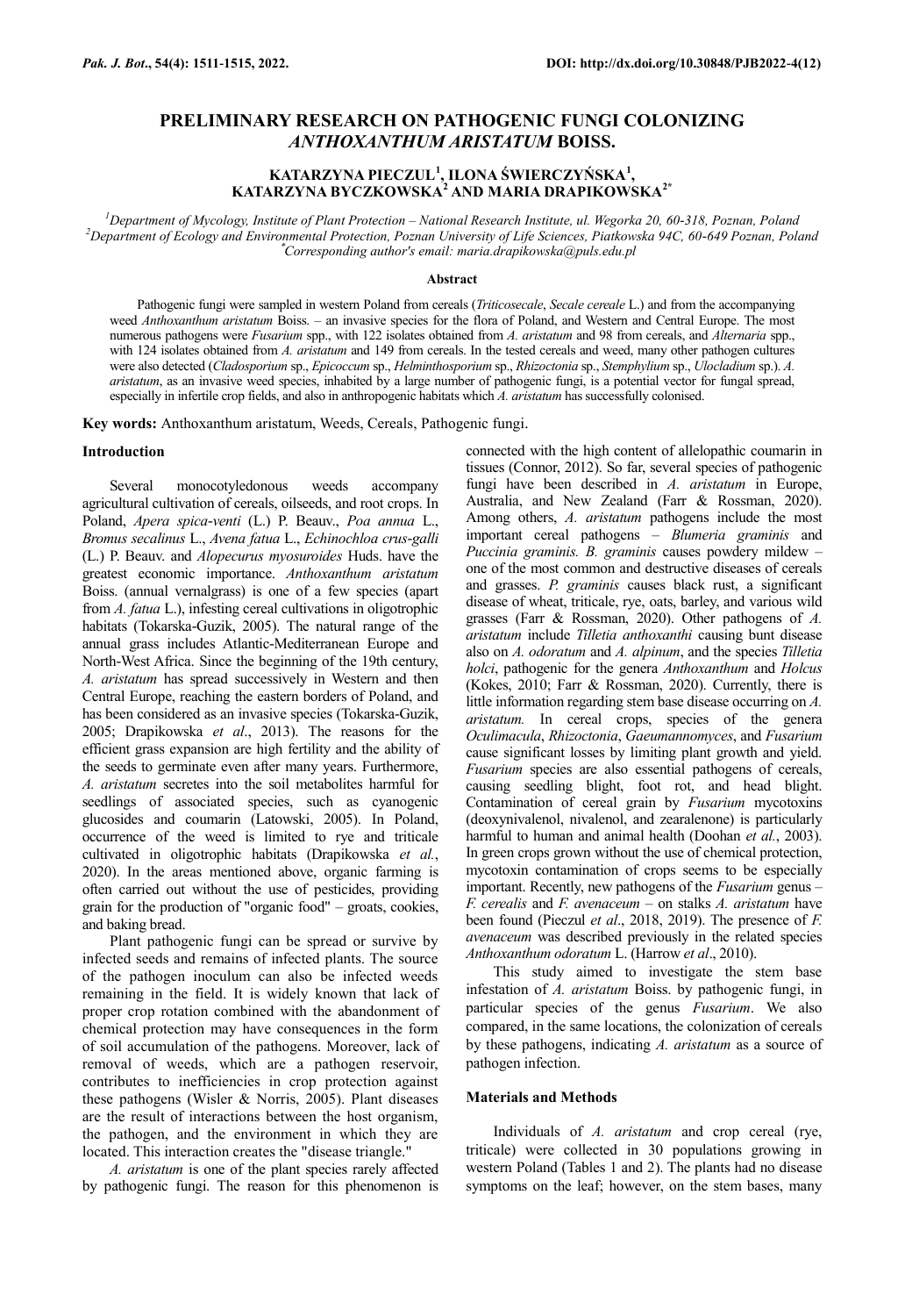# PRELIMINARY RESEARCH ON PATHOGENIC FUNGI COLONIZING *ANTHOXANTHUM ARISTATUM* BOISS.

**KATARZYNA PIECZUL[1], ILONA ŚWIERCZYŃSKA[1], KATARZYNA BYCZKOWSKA[2] AND MARIA DRAPIKOWSKA[2*]**

[1]*Department of Mycology, Institute of Plant Protection – National Research Institute, ul. Wegorka 20, 60-318, Poznan, Poland*
[2]*Department of Ecology and Environmental Protection, Poznan University of Life Sciences, Piatkowska 94C, 60-649 Poznan, Poland*
[*]*Corresponding author's email: maria.drapikowska@puls.edu.pl*

## Abstract

Pathogenic fungi were sampled in western Poland from cereals (*Triticosecale*, *Secale cereale* L.) and from the accompanying weed *Anthoxanthum aristatum* Boiss. – an invasive species for the flora of Poland, and Western and Central Europe. The most numerous pathogens were *Fusarium* spp., with 122 isolates obtained from *A. aristatum* and 98 from cereals, and *Alternaria* spp., with 124 isolates obtained from *A. aristatum* and 149 from cereals. In the tested cereals and weed, many other pathogen cultures were also detected (*Cladosporium* sp., *Epicoccum* sp., *Helminthosporium* sp., *Rhizoctonia* sp., *Stemphylium* sp., *Ulocladium* sp.). *A. aristatum*, as an invasive weed species, inhabited by a large number of pathogenic fungi, is a potential vector for fungal spread, especially in infertile crop fields, and also in anthropogenic habitats which *A. aristatum* has successfully colonised.

**Key words:** Anthoxanthum aristatum, Weeds, Cereals, Pathogenic fungi.

## Introduction

Several monocotyledonous weeds accompany agricultural cultivation of cereals, oilseeds, and root crops. In Poland, *Apera spica-venti* (L.) P. Beauv., *Poa annua* L., *Bromus secalinus* L., *Avena fatua* L., *Echinochloa crus-galli* (L.) P. Beauv. and *Alopecurus myosuroides* Huds. have the greatest economic importance. *Anthoxanthum aristatum* Boiss. (annual vernalgrass) is one of a few species (apart from *A. fatua* L.), infesting cereal cultivations in oligotrophic habitats (Tokarska-Guzik, 2005). The natural range of the annual grass includes Atlantic-Mediterranean Europe and North-West Africa. Since the beginning of the 19th century, *A. aristatum* has spread successively in Western and then Central Europe, reaching the eastern borders of Poland, and has been considered as an invasive species (Tokarska-Guzik, 2005; Drapikowska *et al*., 2013). The reasons for the efficient grass expansion are high fertility and the ability of the seeds to germinate even after many years. Furthermore, *A. aristatum* secretes into the soil metabolites harmful for seedlings of associated species, such as cyanogenic glucosides and coumarin (Latowski, 2005). In Poland, occurrence of the weed is limited to rye and triticale cultivated in oligotrophic habitats (Drapikowska *et al.*, 2020). In the areas mentioned above, organic farming is often carried out without the use of pesticides, providing grain for the production of "organic food" – groats, cookies, and baking bread.

Plant pathogenic fungi can be spread or survive by infected seeds and remains of infected plants. The source of the pathogen inoculum can also be infected weeds remaining in the field. It is widely known that lack of proper crop rotation combined with the abandonment of chemical protection may have consequences in the form of soil accumulation of the pathogens. Moreover, lack of removal of weeds, which are a pathogen reservoir, contributes to inefficiencies in crop protection against these pathogens (Wisler & Norris, 2005). Plant diseases are the result of interactions between the host organism, the pathogen, and the environment in which they are located. This interaction creates the "disease triangle."

*A. aristatum* is one of the plant species rarely affected by pathogenic fungi. The reason for this phenomenon is connected with the high content of allelopathic coumarin in tissues (Connor, 2012). So far, several species of pathogenic fungi have been described in *A. aristatum* in Europe, Australia, and New Zealand (Farr & Rossman, 2020). Among others, *A. aristatum* pathogens include the most important cereal pathogens – *Blumeria graminis* and *Puccinia graminis. B. graminis* causes powdery mildew – one of the most common and destructive diseases of cereals and grasses. *P. graminis* causes black rust, a significant disease of wheat, triticale, rye, oats, barley, and various wild grasses (Farr & Rossman, 2020). Other pathogens of *A. aristatum* include *Tilletia anthoxanthi* causing bunt disease also on *A. odoratum* and *A. alpinum*, and the species *Tilletia holci*, pathogenic for the genera *Anthoxanthum* and *Holcus* (Kokes, 2010; Farr & Rossman, 2020). Currently, there is little information regarding stem base disease occurring on *A. aristatum.* In cereal crops, species of the genera *Oculimacula*, *Rhizoctonia*, *Gaeumannomyces*, and *Fusarium* cause significant losses by limiting plant growth and yield. *Fusarium* species are also essential pathogens of cereals, causing seedling blight, foot rot, and head blight. Contamination of cereal grain by *Fusarium* mycotoxins (deoxynivalenol, nivalenol, and zearalenone) is particularly harmful to human and animal health (Doohan *et al.*, 2003). In green crops grown without the use of chemical protection, mycotoxin contamination of crops seems to be especially important. Recently, new pathogens of the *Fusarium* genus – *F. cerealis* and *F. avenaceum* – on stalks *A. aristatum* have been found (Pieczul *et al*., 2018, 2019). The presence of *F. avenaceum* was described previously in the related species *Anthoxanthum odoratum* L. (Harrow *et al*., 2010).

This study aimed to investigate the stem base infestation of *A. aristatum* Boiss. by pathogenic fungi, in particular species of the genus *Fusarium*. We also compared, in the same locations, the colonization of cereals by these pathogens, indicating *A. aristatum* as a source of pathogen infection.

## Materials and Methods

Individuals of *A. aristatum* and crop cereal (rye, triticale) were collected in 30 populations growing in western Poland (Tables 1 and 2). The plants had no disease symptoms on the leaf; however, on the stem bases, many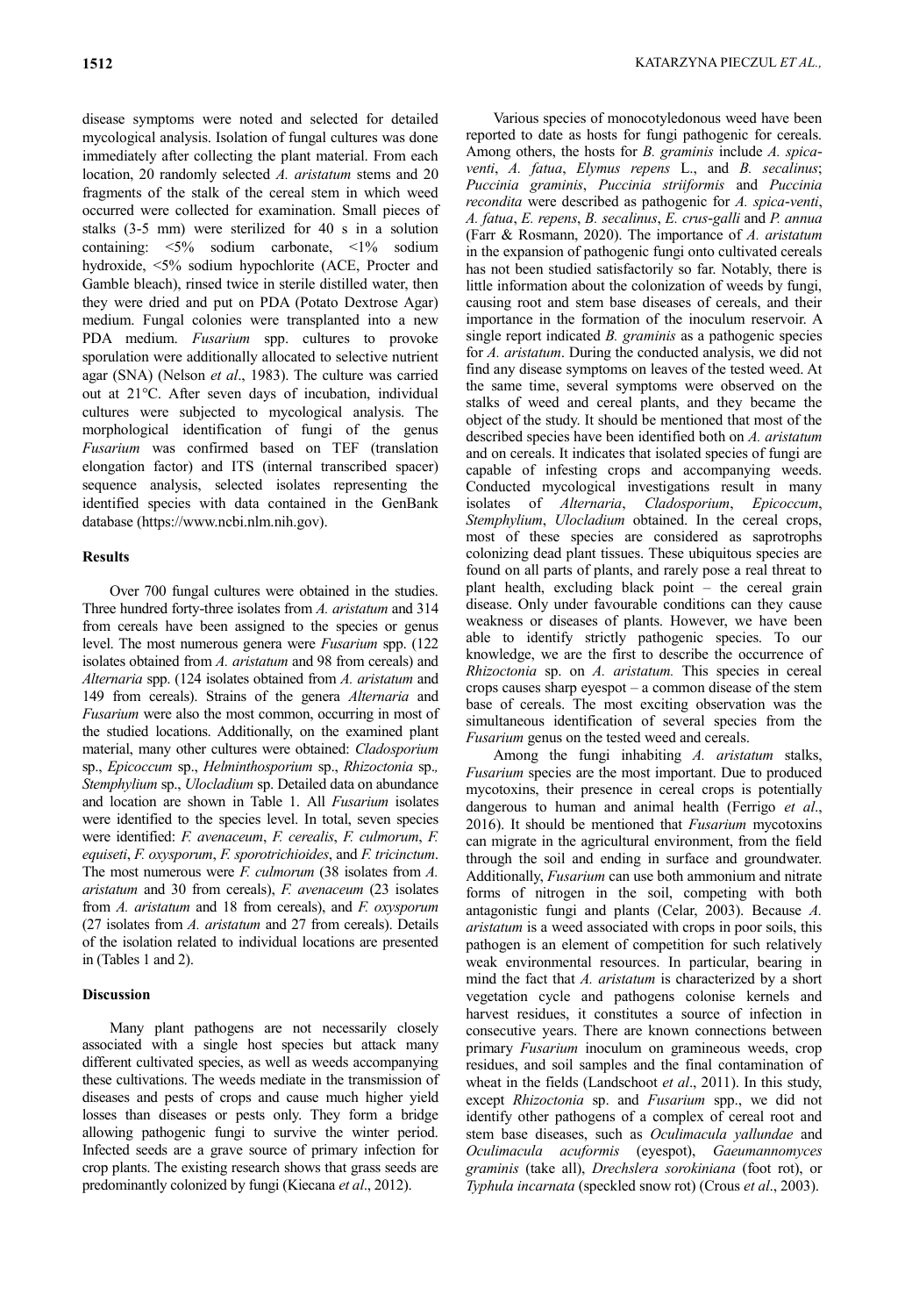disease symptoms were noted and selected for detailed mycological analysis. Isolation of fungal cultures was done immediately after collecting the plant material. From each location, 20 randomly selected *A. aristatum* stems and 20 fragments of the stalk of the cereal stem in which weed occurred were collected for examination. Small pieces of stalks (3-5 mm) were sterilized for 40 s in a solution containing: <5% sodium carbonate, <1% sodium hydroxide, <5% sodium hypochlorite (ACE, Procter and Gamble bleach), rinsed twice in sterile distilled water, then they were dried and put on PDA (Potato Dextrose Agar) medium. Fungal colonies were transplanted into a new PDA medium. *Fusarium* spp. cultures to provoke sporulation were additionally allocated to selective nutrient agar (SNA) (Nelson *et al*., 1983). The culture was carried out at 21°C. After seven days of incubation, individual cultures were subjected to mycological analysis. The morphological identification of fungi of the genus *Fusarium* was confirmed based on TEF (translation elongation factor) and ITS (internal transcribed spacer) sequence analysis, selected isolates representing the identified species with data contained in the GenBank database (https://www.ncbi.nlm.nih.gov).

## Results

Over 700 fungal cultures were obtained in the studies. Three hundred forty-three isolates from *A. aristatum* and 314 from cereals have been assigned to the species or genus level. The most numerous genera were *Fusarium* spp. (122 isolates obtained from *A. aristatum* and 98 from cereals) and *Alternaria* spp. (124 isolates obtained from *A. aristatum* and 149 from cereals). Strains of the genera *Alternaria* and *Fusarium* were also the most common, occurring in most of the studied locations. Additionally, on the examined plant material, many other cultures were obtained: *Cladosporium* sp., *Epicoccum* sp., *Helminthosporium* sp., *Rhizoctonia* sp., *Stemphylium* sp., *Ulocladium* sp. Detailed data on abundance and location are shown in Table 1. All *Fusarium* isolates were identified to the species level. In total, seven species were identified: *F. avenaceum*, *F. cerealis*, *F. culmorum*, *F. equiseti*, *F. oxysporum*, *F. sporotrichioides*, and *F. tricinctum*. The most numerous were *F. culmorum* (38 isolates from *A. aristatum* and 30 from cereals), *F. avenaceum* (23 isolates from *A. aristatum* and 18 from cereals), and *F. oxysporum* (27 isolates from *A. aristatum* and 27 from cereals). Details of the isolation related to individual locations are presented in (Tables 1 and 2).

## Discussion

Many plant pathogens are not necessarily closely associated with a single host species but attack many different cultivated species, as well as weeds accompanying these cultivations. The weeds mediate in the transmission of diseases and pests of crops and cause much higher yield losses than diseases or pests only. They form a bridge allowing pathogenic fungi to survive the winter period. Infected seeds are a grave source of primary infection for crop plants. The existing research shows that grass seeds are predominantly colonized by fungi (Kiecana *et al*., 2012).

Various species of monocotyledonous weed have been reported to date as hosts for fungi pathogenic for cereals. Among others, the hosts for *B. graminis* include *A. spica-venti*, *A. fatua*, *Elymus repens* L., and *B. secalinus*; *Puccinia graminis*, *Puccinia striiformis* and *Puccinia recondita* were described as pathogenic for *A. spica-venti*, *A. fatua*, *E. repens*, *B. secalinus*, *E. crus-galli* and *P. annua* (Farr & Rosmann, 2020). The importance of *A. aristatum* in the expansion of pathogenic fungi onto cultivated cereals has not been studied satisfactorily so far. Notably, there is little information about the colonization of weeds by fungi, causing root and stem base diseases of cereals, and their importance in the formation of the inoculum reservoir. A single report indicated *B. graminis* as a pathogenic species for *A. aristatum*. During the conducted analysis, we did not find any disease symptoms on leaves of the tested weed. At the same time, several symptoms were observed on the stalks of weed and cereal plants, and they became the object of the study. It should be mentioned that most of the described species have been identified both on *A. aristatum* and on cereals. It indicates that isolated species of fungi are capable of infesting crops and accompanying weeds. Conducted mycological investigations result in many isolates of *Alternaria*, *Cladosporium*, *Epicoccum*, *Stemphylium*, *Ulocladium* obtained. In the cereal crops, most of these species are considered as saprotrophs colonizing dead plant tissues. These ubiquitous species are found on all parts of plants, and rarely pose a real threat to plant health, excluding black point – the cereal grain disease. Only under favourable conditions can they cause weakness or diseases of plants. However, we have been able to identify strictly pathogenic species. To our knowledge, we are the first to describe the occurrence of *Rhizoctonia* sp. on *A. aristatum.* This species in cereal crops causes sharp eyespot – a common disease of the stem base of cereals. The most exciting observation was the simultaneous identification of several species from the *Fusarium* genus on the tested weed and cereals.

Among the fungi inhabiting *A. aristatum* stalks, *Fusarium* species are the most important. Due to produced mycotoxins, their presence in cereal crops is potentially dangerous to human and animal health (Ferrigo *et al*., 2016). It should be mentioned that *Fusarium* mycotoxins can migrate in the agricultural environment, from the field through the soil and ending in surface and groundwater. Additionally, *Fusarium* can use both ammonium and nitrate forms of nitrogen in the soil, competing with both antagonistic fungi and plants (Celar, 2003). Because *A. aristatum* is a weed associated with crops in poor soils, this pathogen is an element of competition for such relatively weak environmental resources. In particular, bearing in mind the fact that *A. aristatum* is characterized by a short vegetation cycle and pathogens colonise kernels and harvest residues, it constitutes a source of infection in consecutive years. There are known connections between primary *Fusarium* inoculum on gramineous weeds, crop residues, and soil samples and the final contamination of wheat in the fields (Landschoot *et al*., 2011). In this study, except *Rhizoctonia* sp. and *Fusarium* spp., we did not identify other pathogens of a complex of cereal root and stem base diseases, such as *Oculimacula yallundae* and *Oculimacula acuformis* (eyespot), *Gaeumannomyces graminis* (take all), *Drechslera sorokiniana* (foot rot), or *Typhula incarnata* (speckled snow rot) (Crous *et al*., 2003).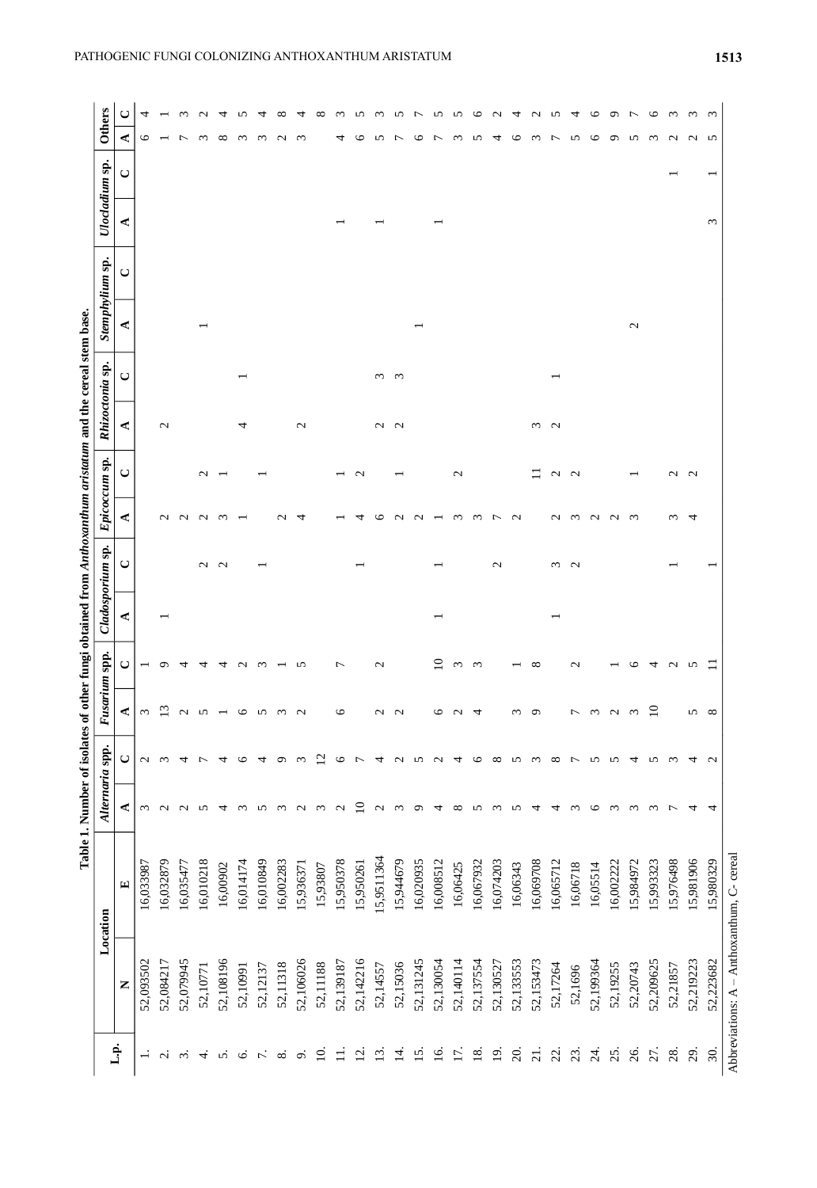**Table 1.** Number of isolates of other fungi obtained from *Anthoxanthum aristatum* and the cereal stem base.

| L.p. | Location | | *Alternaria* spp. | | *Fusarium* spp. | | *Cladosporium* sp. | | *Epicoccum* sp. | | *Rhizoctonia* sp. | | *Stemphylium* sp. | | *Ulocladium* sp. | | Others | |
|---|---|---|---|---|---|---|---|---|---|---|---|---|---|---|---|---|---|---|
| | N | E | A | C | A | C | A | C | A | C | A | C | A | C | A | C | A | C |
| 1. | 52,093502 | 16,033987 | 3 | 2 | 3 | 1 | | | | | | | | | | | 6 | 4 |
| 2. | 52,084217 | 16,032879 | 2 | 3 | 13 | 9 | 1 | | 2 | | 2 | | | | | | 1 | 1 |
| 3. | 52,079945 | 16,035477 | 2 | 4 | 2 | 4 | | | 2 | | | | | | | | 7 | 3 |
| 4. | 52,10771 | 16,010218 | 5 | 7 | 5 | 4 | | 2 | 2 | 2 | | | 1 | | | | 3 | 2 |
| 5. | 52,108196 | 16,00902 | 4 | 4 | 1 | 4 | | 2 | 3 | 1 | | | | | | | 8 | 4 |
| 6. | 52,10991 | 16,014174 | 3 | 6 | 6 | 2 | | | 1 | | 4 | 1 | | | | | 3 | 5 |
| 7. | 52,12137 | 16,010849 | 5 | 4 | 5 | 3 | | 1 | | 1 | | | | | | | 3 | 4 |
| 8. | 52,11318 | 16,002283 | 3 | 9 | 3 | 1 | | | 2 | | | | | | | | 2 | 8 |
| 9. | 52,106026 | 15,936371 | 2 | 3 | 2 | 5 | | | 4 | | 2 | | | | | | 3 | 4 |
| 10. | 52,11188 | 15,93807 | 3 | 12 | | | | | | | | | | | | | | 8 |
| 11. | 52,139187 | 15,950378 | 2 | 6 | 6 | 7 | | | 1 | 1 | | | | | 1 | | 4 | 3 |
| 12. | 52,142216 | 15,950261 | 10 | 7 | | | | 1 | 4 | 2 | | | | | | | 6 | 5 |
| 13. | 52,14557 | 15,9511364 | 2 | 4 | 2 | 2 | | | 6 | | 2 | 3 | | | 1 | | 5 | 3 |
| 14. | 52,15036 | 15,944679 | 3 | 2 | 2 | | | | 2 | 1 | 2 | 3 | | | | | 7 | 5 |
| 15. | 52,131245 | 16,020935 | 9 | 5 | | | | | 2 | | | | 1 | | | | 6 | 7 |
| 16. | 52,130054 | 16,08512 | 4 | 2 | 6 | 10 | 1 | 1 | 1 | | | | | | 1 | | 7 | 5 |
| 17. | 52,140114 | 16,06425 | 8 | 4 | 2 | 3 | | | 3 | 2 | | | | | | | 3 | 5 |
| 18. | 52,137554 | 16,067932 | 5 | 6 | 4 | 3 | | | 3 | | | | | | | | 5 | 6 |
| 19. | 52,130527 | 16,074203 | 3 | 8 | | | | 2 | 7 | | | | | | | | 4 | 2 |
| 20. | 52,133553 | 16,06343 | 5 | 5 | 3 | 1 | | | 2 | | | | | | | | 6 | 4 |
| 21. | 52,153473 | 16,069708 | 4 | 3 | 9 | 8 | | | | 11 | 3 | | | | | | 3 | 2 |
| 22. | 52,17264 | 16,065712 | 4 | 8 | | | 1 | 3 | 2 | 2 | 2 | 1 | | | | | 7 | 5 |
| 23. | 52,1696 | 16,06718 | 3 | 7 | 7 | 2 | | 2 | 3 | 2 | | | | | | | 5 | 4 |
| 24. | 52,199364 | 16,05514 | 6 | 5 | 3 | | | | 2 | | | | | | | | 6 | 6 |
| 25. | 52,19255 | 16,002222 | 3 | 5 | 2 | 1 | | | 2 | | | | | | | | 9 | 9 |
| 26. | 52,20743 | 15,984972 | 3 | 4 | 3 | 6 | | | 3 | 1 | | | 2 | | | | 5 | 7 |
| 27. | 52,209625 | 15,993323 | 3 | 5 | 10 | 4 | | | | | | | | | | | 3 | 6 |
| 28. | 52,21857 | 15,976498 | 7 | 3 | | 2 | | 1 | 3 | 2 | | | | | | 1 | 2 | 3 |
| 29. | 52,219223 | 15,981906 | 4 | 4 | 5 | 5 | | | 4 | 2 | | | | | | | 2 | 3 |
| 30. | 52,223682 | 15,980329 | 4 | 2 | 8 | 11 | | 1 | | | | | | | 3 | 1 | 5 | 3 |

Abbreviations: A – Anthoxanthum, C- cereal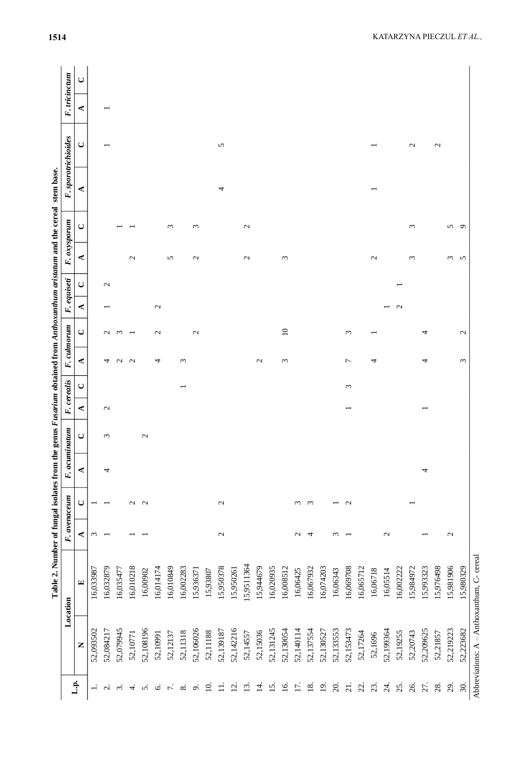**Table 2. Number of fungal isolates from the genus *Fusarium* obtained from *Anthoxanthum aristatum* and the cereal stem base.**

| L.p. | Location | | *F. avenaceum* | | *F. acuminatum* | | *F. cerealis* | | *F. culmorum* | | *F. equiseti* | | *F. oxysporum* | | *F. sporotrichioides* | | *F. tricinctum* | |
|---|---|---|---|---|---|---|---|---|---|---|---|---|---|---|---|---|---|---|
| | N | E | A | C | A | C | A | C | A | C | A | C | A | C | A | C | A | C |
| 1. | 52,093502 | 16,033987 | 3 | 1 | | | | | | | | | | | | | | |
| 2. | 52,084217 | 16,032879 | 1 | 1 | 4 | 3 | 2 | | 4 | 2 | 1 | 2 | | | | 1 | 1 | |
| 3. | 52,079945 | 16,035477 | | | | | | | 2 | 3 | | | | 1 | | | | |
| 4. | 52,10771 | 16,010218 | 1 | 2 | | | | | 2 | 1 | | | 2 | 1 | | | | |
| 5. | 52,108196 | 16,00902 | 1 | 2 | | 2 | | | | | | | | | | | | |
| 6. | 52,10991 | 16,014174 | | | | | | | 4 | 2 | 2 | | | | | | | |
| 7. | 52,12137 | 16,010849 | | | | | | | | | | | 5 | 3 | | | | |
| 8. | 52,11318 | 16,002283 | | | | | | 1 | 3 | | | | | | | | | |
| 9. | 52,106026 | 15,936371 | | | | | | | | 2 | | | 2 | 3 | | | | |
| 10. | 52,11188 | 15,93807 | | | | | | | | | | | | | | | | |
| 11. | 52,139187 | 15,950378 | 2 | 2 | | | | | | | | | | | 4 | 5 | | |
| 12. | 52,142216 | 15,950261 | | | | | | | | | | | | | | | | |
| 13. | 52,14557 | 15,9511364 | | | | | | | | | | | 2 | 2 | | | | |
| 14. | 52,15036 | 15,944679 | | | | | | | 2 | | | | | | | | | |
| 15. | 52,131245 | 16,020935 | | | | | | | | | | | | | | | | |
| 16. | 52,130054 | 16,008512 | | | | | | | 3 | 10 | | | 3 | | | | | |
| 17. | 52,140114 | 16,06425 | 2 | 3 | | | | | | | | | | | | | | |
| 18. | 52,137554 | 16,067932 | 4 | 3 | | | | | | | | | | | | | | |
| 19. | 52,130527 | 16,074203 | | | | | | | | | | | | | | | | |
| 20. | 52,133553 | 16,06343 | 3 | 1 | | | | | | | | | | | | | | |
| 21. | 52,153473 | 16,069708 | 1 | 2 | | | 1 | 3 | 7 | 3 | | | | | | | | |
| 22. | 52,17264 | 16,065712 | | | | | | | | | | | | | | | | |
| 23. | 52,1696 | 16,06718 | | | | | | | 4 | 1 | | | 2 | | 1 | 1 | | |
| 24. | 52,199364 | 16,05514 | 2 | | | | | | | | 1 | | | | | | | |
| 25. | 52,19255 | 16,002222 | | | | | | | | | 2 | 1 | | | | | | |
| 26. | 52,20743 | 15,984972 | | 1 | | | | | | | | | 3 | 3 | | 2 | | |
| 27. | 52,209625 | 15,993323 | 1 | | 4 | | 1 | | 4 | 4 | | | | | | | | |
| 28. | 52,21857 | 15,976498 | | | | | | | | | | | | | | 2 | | |
| 29. | 52,219223 | 15,981906 | 2 | | | | | | | | | | 3 | 5 | | | | |
| 30. | 52,223682 | 15,980329 | | | | | | | 3 | 2 | | | 5 | 9 | | | | |

Abbreviations: A – Anthoxanthum, C- cereal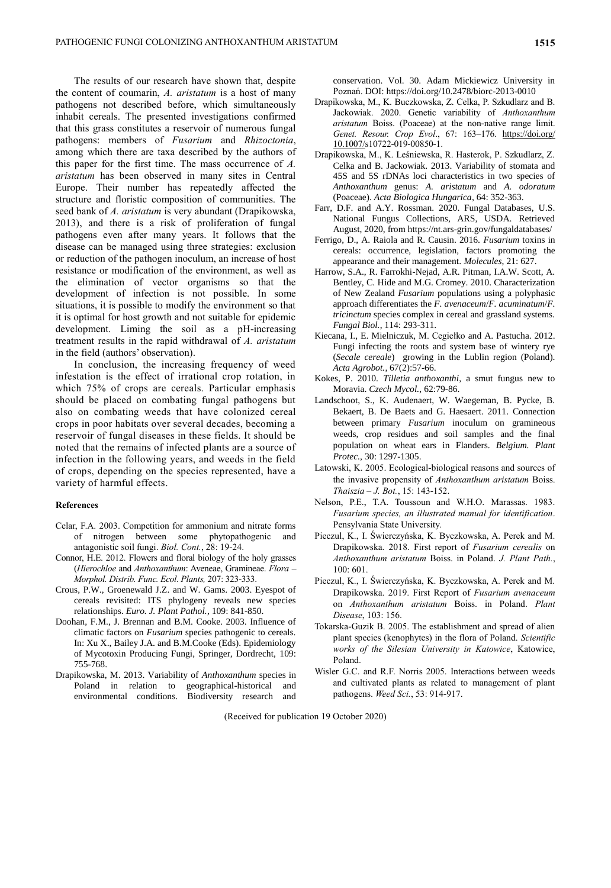The results of our research have shown that, despite the content of coumarin, *A. aristatum* is a host of many pathogens not described before, which simultaneously inhabit cereals. The presented investigations confirmed that this grass constitutes a reservoir of numerous fungal pathogens: members of *Fusarium* and *Rhizoctonia*, among which there are taxa described by the authors of this paper for the first time. The mass occurrence of *A. aristatum* has been observed in many sites in Central Europe. Their number has repeatedly affected the structure and floristic composition of communities. The seed bank of *A. aristatum* is very abundant (Drapikowska, 2013), and there is a risk of proliferation of fungal pathogens even after many years. It follows that the disease can be managed using three strategies: exclusion or reduction of the pathogen inoculum, an increase of host resistance or modification of the environment, as well as the elimination of vector organisms so that the development of infection is not possible. In some situations, it is possible to modify the environment so that it is optimal for host growth and not suitable for epidemic development. Liming the soil as a pH-increasing treatment results in the rapid withdrawal of *A. aristatum* in the field (authors' observation).

In conclusion, the increasing frequency of weed infestation is the effect of irrational crop rotation, in which 75% of crops are cereals. Particular emphasis should be placed on combating fungal pathogens but also on combating weeds that have colonized cereal crops in poor habitats over several decades, becoming a reservoir of fungal diseases in these fields. It should be noted that the remains of infected plants are a source of infection in the following years, and weeds in the field of crops, depending on the species represented, have a variety of harmful effects.

**References**

- Celar, F.A. 2003. Competition for ammonium and nitrate forms of nitrogen between some phytopathogenic and antagonistic soil fungi. *Biol. Cont.*, 28: 19-24.
- Connor, H.E. 2012. Flowers and floral biology of the holy grasses (*Hierochloe* and *Anthoxanthum*: Aveneae, Gramineae. *Flora – Morphol. Distrib. Func. Ecol. Plants,* 207: 323-333.
- Crous, P.W., Groenewald J.Z. and W. Gams. 2003. Eyespot of cereals revisited: ITS phylogeny reveals new species relationships. *Euro. J. Plant Pathol.*, 109: 841-850.
- Doohan, F.M., J. Brennan and B.M. Cooke. 2003. Influence of climatic factors on *Fusarium* species pathogenic to cereals. In: Xu X., Bailey J.A. and B.M.Cooke (Eds). Epidemiology of Mycotoxin Producing Fungi, Springer, Dordrecht, 109: 755-768.
- Drapikowska, M. 2013. Variability of *Anthoxanthum* species in Poland in relation to geographical-historical and environmental conditions. Biodiversity research and conservation. Vol. 30. Adam Mickiewicz University in Poznań. DOI: https://doi.org/10.2478/biorc-2013-0010
- Drapikowska, M., K. Buczkowska, Z. Celka, P. Szkudlarz and B. Jackowiak. 2020. Genetic variability of *Anthoxanthum aristatum* Boiss. (Poaceae) at the non-native range limit. *Genet. Resour. Crop Evol*., 67: 163–176. https://doi.org/10.1007/s10722-019-00850-1.
- Drapikowska, M., K. Leśniewska, R. Hasterok, P. Szkudlarz, Z. Celka and B. Jackowiak. 2013. Variability of stomata and 45S and 5S rDNAs loci characteristics in two species of *Anthoxanthum* genus: *A. aristatum* and *A. odoratum* (Poaceae). *Acta Biologica Hungarica*, 64: 352-363.
- Farr, D.F. and A.Y. Rossman. 2020. Fungal Databases, U.S. National Fungus Collections, ARS, USDA. Retrieved August, 2020, from https://nt.ars-grin.gov/fungaldatabases/
- Ferrigo, D., A. Raiola and R. Causin. 2016. *Fusarium* toxins in cereals: occurrence, legislation, factors promoting the appearance and their management. *Molecules*, 21: 627.
- Harrow, S.A., R. Farrokhi-Nejad, A.R. Pitman, I.A.W. Scott, A. Bentley, C. Hide and M.G. Cromey. 2010. Characterization of New Zealand *Fusarium* populations using a polyphasic approach differentiates the *F. avenaceum*/*F. acuminatum*/*F. tricinctum* species complex in cereal and grassland systems. *Fungal Biol.*, 114: 293-311.
- Kiecana, I., E. Mielniczuk, M. Cegiełko and A. Pastucha. 2012. Fungi infecting the roots and system base of wintery rye (*Secale cereale*) growing in the Lublin region (Poland). *Acta Agrobot.*, 67(2):57-66.
- Kokes, P. 2010. *Tilletia anthoxanthi*, a smut fungus new to Moravia. *Czech Mycol.*, 62:79-86.
- Landschoot, S., K. Audenaert, W. Waegeman, B. Pycke, B. Bekaert, B. De Baets and G. Haesaert. 2011. Connection between primary *Fusarium* inoculum on gramineous weeds, crop residues and soil samples and the final population on wheat ears in Flanders. *Belgium. Plant Protec*., 30: 1297-1305.
- Latowski, K. 2005. Ecological-biological reasons and sources of the invasive propensity of *Anthoxanthum aristatum* Boiss. *Thaiszia – J. Bot.*, 15: 143-152.
- Nelson, P.E., T.A. Toussoun and W.H.O. Marassas. 1983. *Fusarium species, an illustrated manual for identification*. Pensylvania State University.
- Pieczul, K., I. Świerczyńska, K. Byczkowska, A. Perek and M. Drapikowska. 2018. First report of *Fusarium cerealis* on *Anthoxanthum aristatum* Boiss. in Poland. *J. Plant Path.*, 100: 601.
- Pieczul, K., I. Świerczyńska, K. Byczkowska, A. Perek and M. Drapikowska. 2019. First Report of *Fusarium avenaceum* on *Anthoxanthum aristatum* Boiss. in Poland. *Plant Disease*, 103: 156.
- Tokarska-Guzik B. 2005. The establishment and spread of alien plant species (kenophytes) in the flora of Poland. *Scientific works of the Silesian University in Katowice*, Katowice, Poland.
- Wisler G.C. and R.F. Norris 2005. Interactions between weeds and cultivated plants as related to management of plant pathogens. *Weed Sci.*, 53: 914-917.

(Received for publication 19 October 2020)